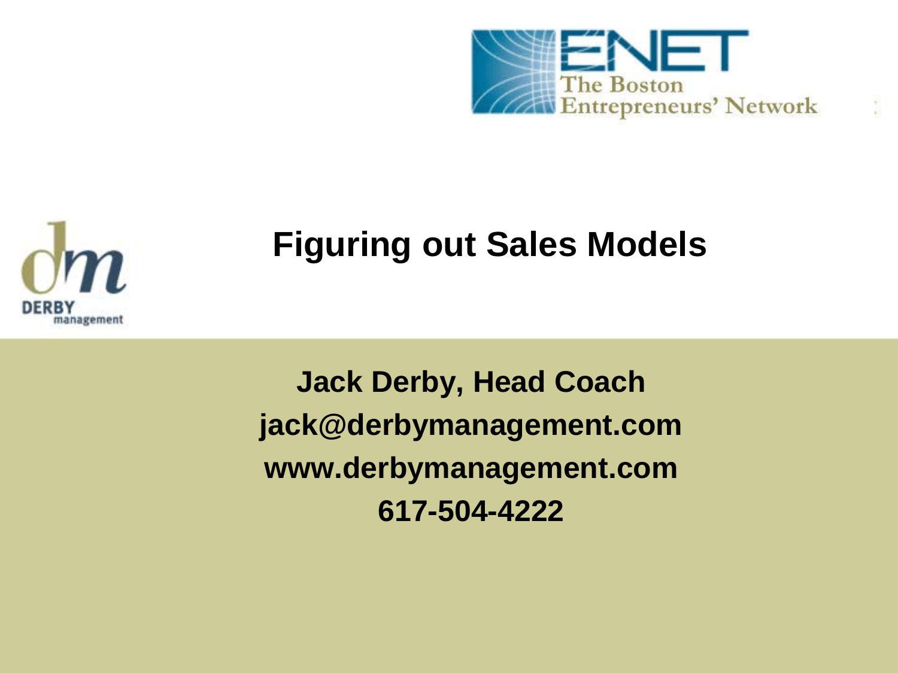ENET
The Boston Entrepreneurs' Network

DERBY management

# Figuring out Sales Models

**Jack Derby, Head Coach**
**jack@derbymanagement.com**
**www.derbymanagement.com**
**617-504-4222**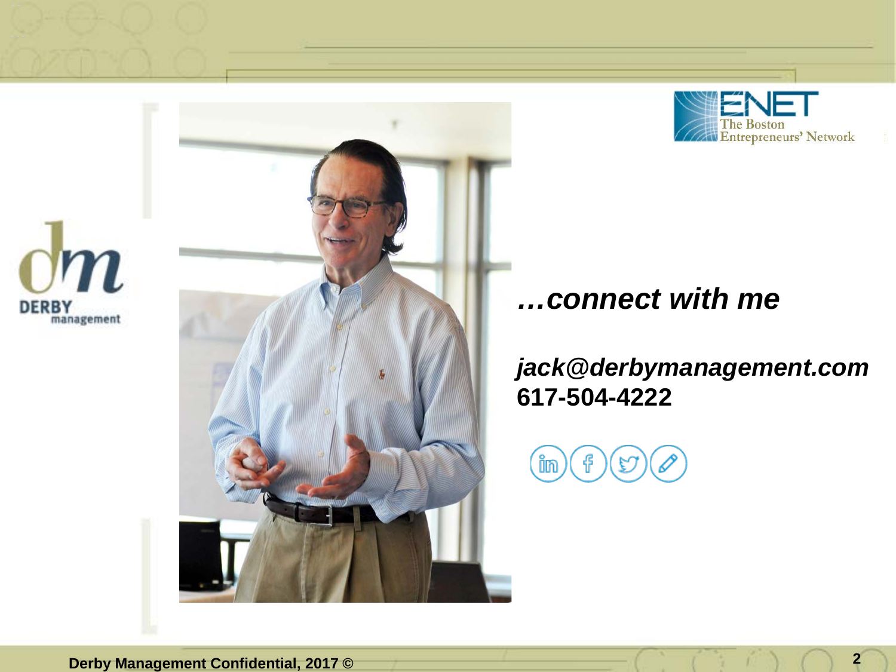*…connect with me*

***jack@derbymanagement.com***
**617-504-4222**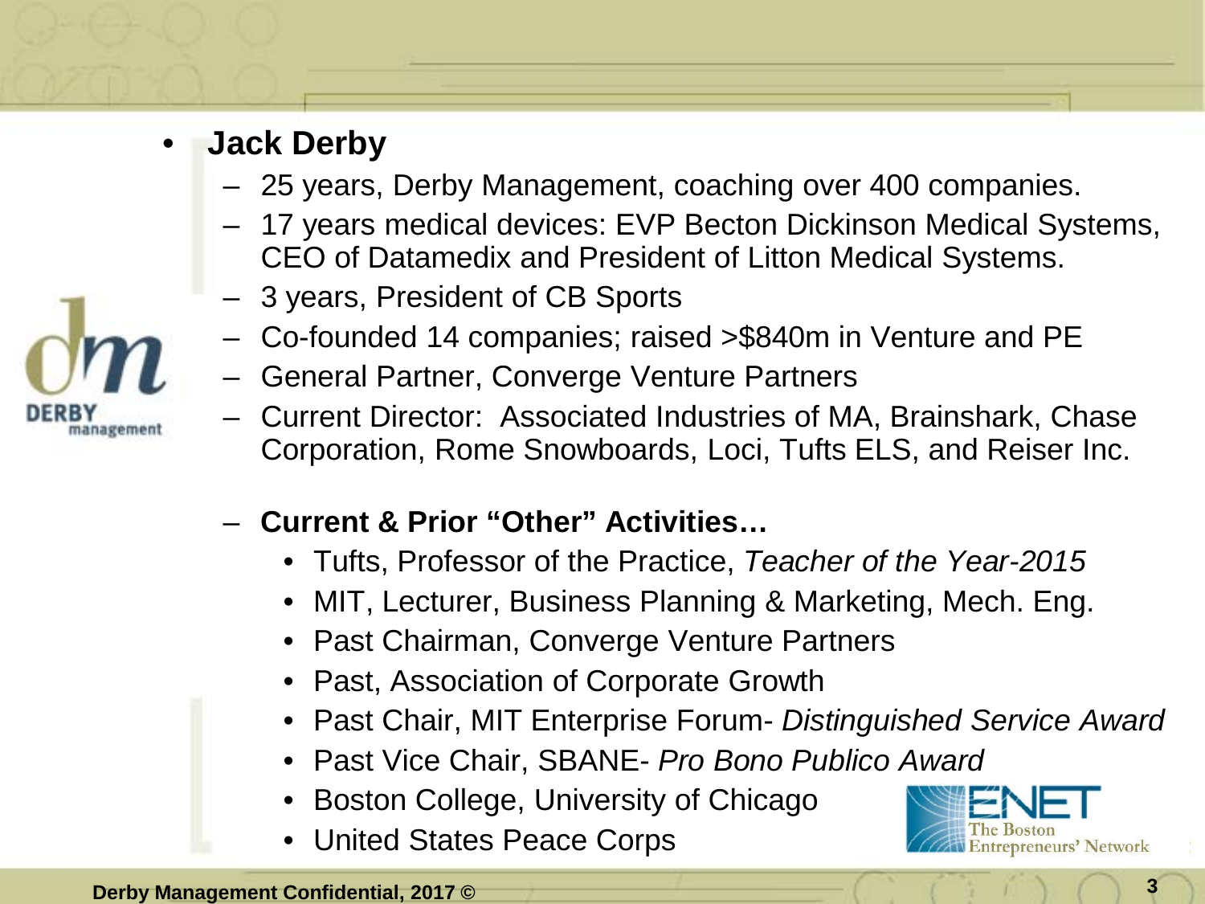- **Jack Derby**
  - 25 years, Derby Management, coaching over 400 companies.
  - 17 years medical devices: EVP Becton Dickinson Medical Systems, CEO of Datamedix and President of Litton Medical Systems.
  - 3 years, President of CB Sports
  - Co-founded 14 companies; raised >$840m in Venture and PE
  - General Partner, Converge Venture Partners
  - Current Director: Associated Industries of MA, Brainshark, Chase Corporation, Rome Snowboards, Loci, Tufts ELS, and Reiser Inc.
  - **Current & Prior "Other" Activities…**
    - Tufts, Professor of the Practice, *Teacher of the Year-2015*
    - MIT, Lecturer, Business Planning & Marketing, Mech. Eng.
    - Past Chairman, Converge Venture Partners
    - Past, Association of Corporate Growth
    - Past Chair, MIT Enterprise Forum- *Distinguished Service Award*
    - Past Vice Chair, SBANE- *Pro Bono Publico Award*
    - Boston College, University of Chicago
    - United States Peace Corps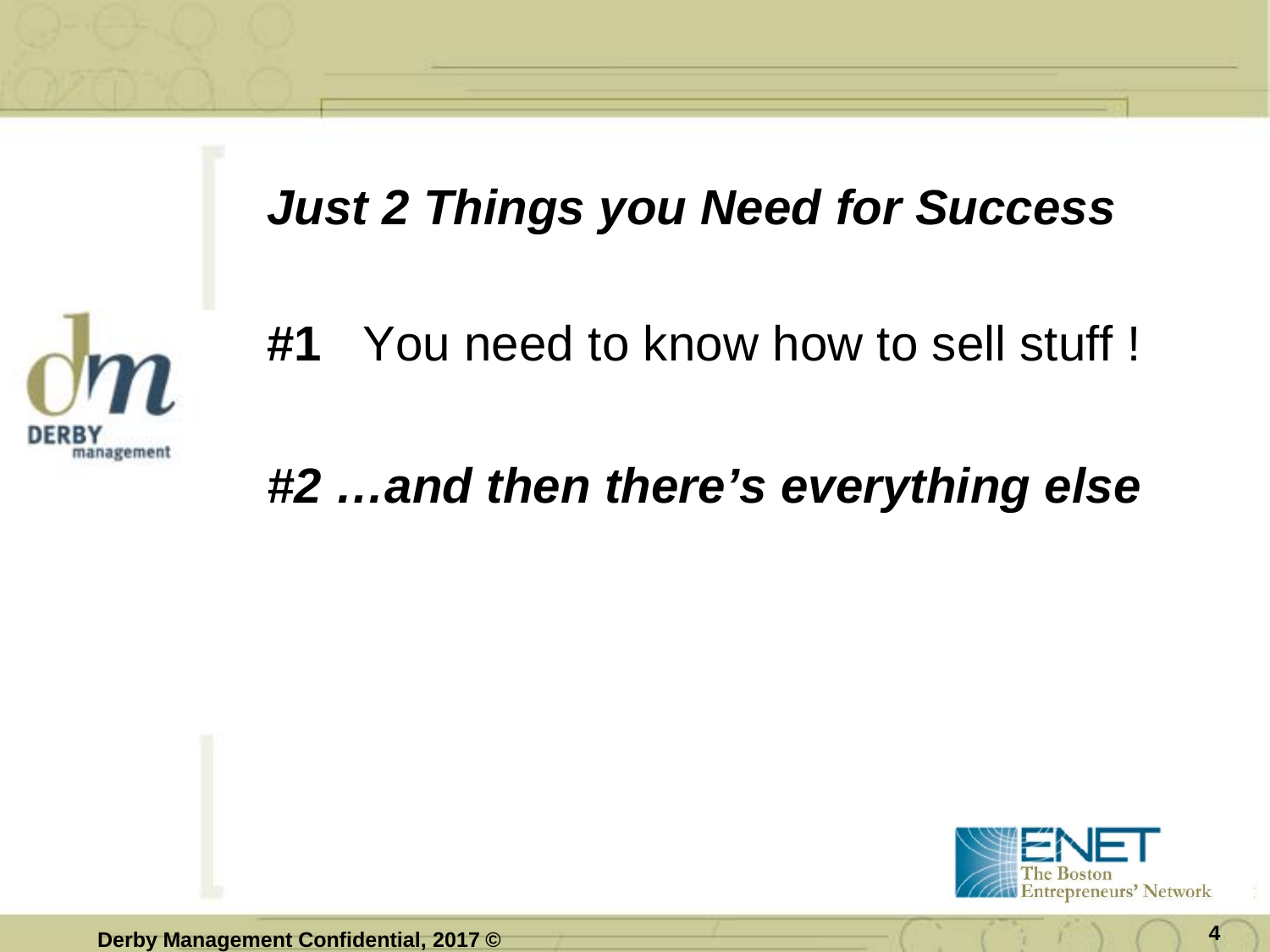## *Just 2 Things you Need for Success*

**#1** You need to know how to sell stuff !

***#2 …and then there's everything else***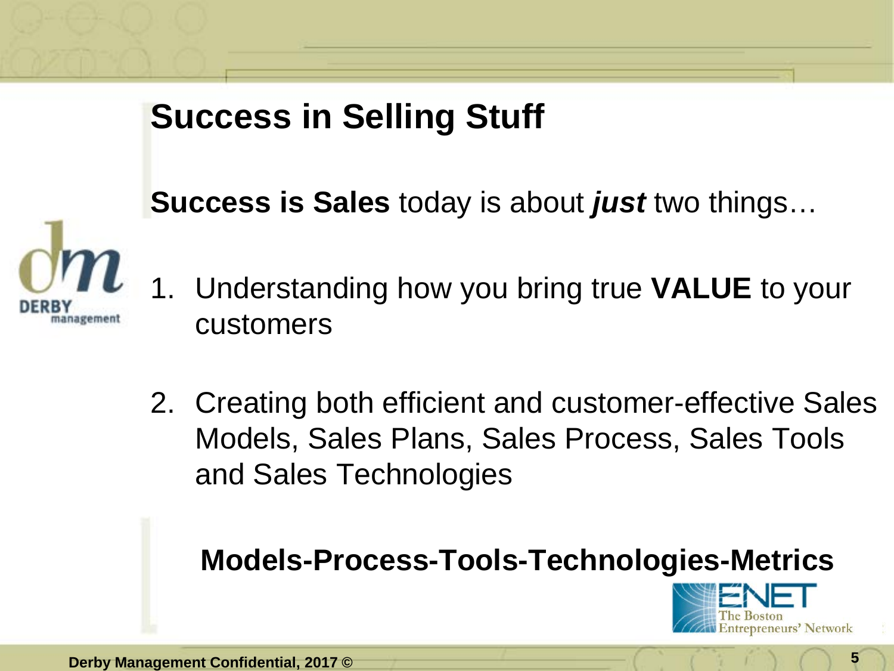# Success in Selling Stuff

**Success is Sales** today is about ***just*** two things…

1. Understanding how you bring true **VALUE** to your customers

2. Creating both efficient and customer-effective Sales Models, Sales Plans, Sales Process, Sales Tools and Sales Technologies

**Models-Process-Tools-Technologies-Metrics**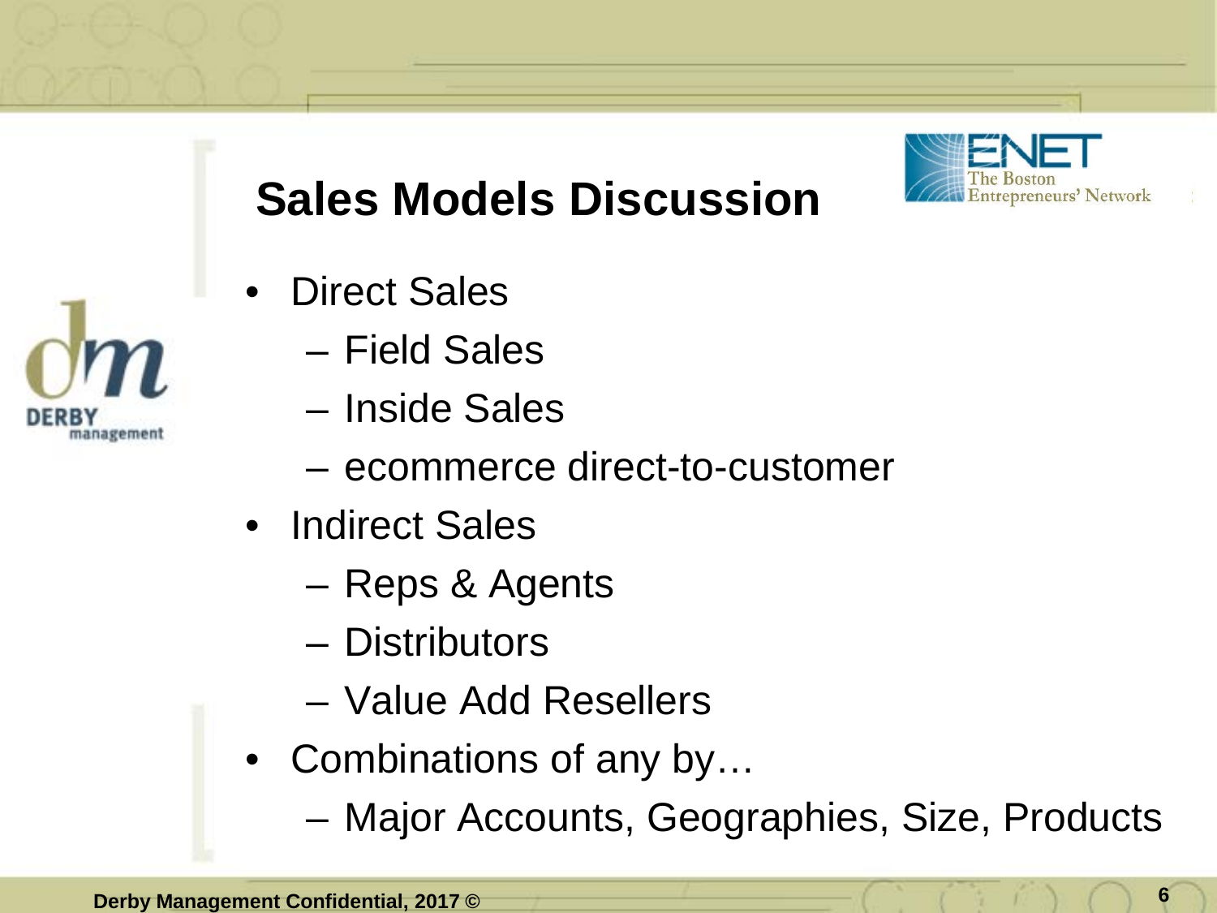# Sales Models Discussion

- Direct Sales
  - Field Sales
  - Inside Sales
  - ecommerce direct-to-customer
- Indirect Sales
  - Reps & Agents
  - Distributors
  - Value Add Resellers
- Combinations of any by…
  - Major Accounts, Geographies, Size, Products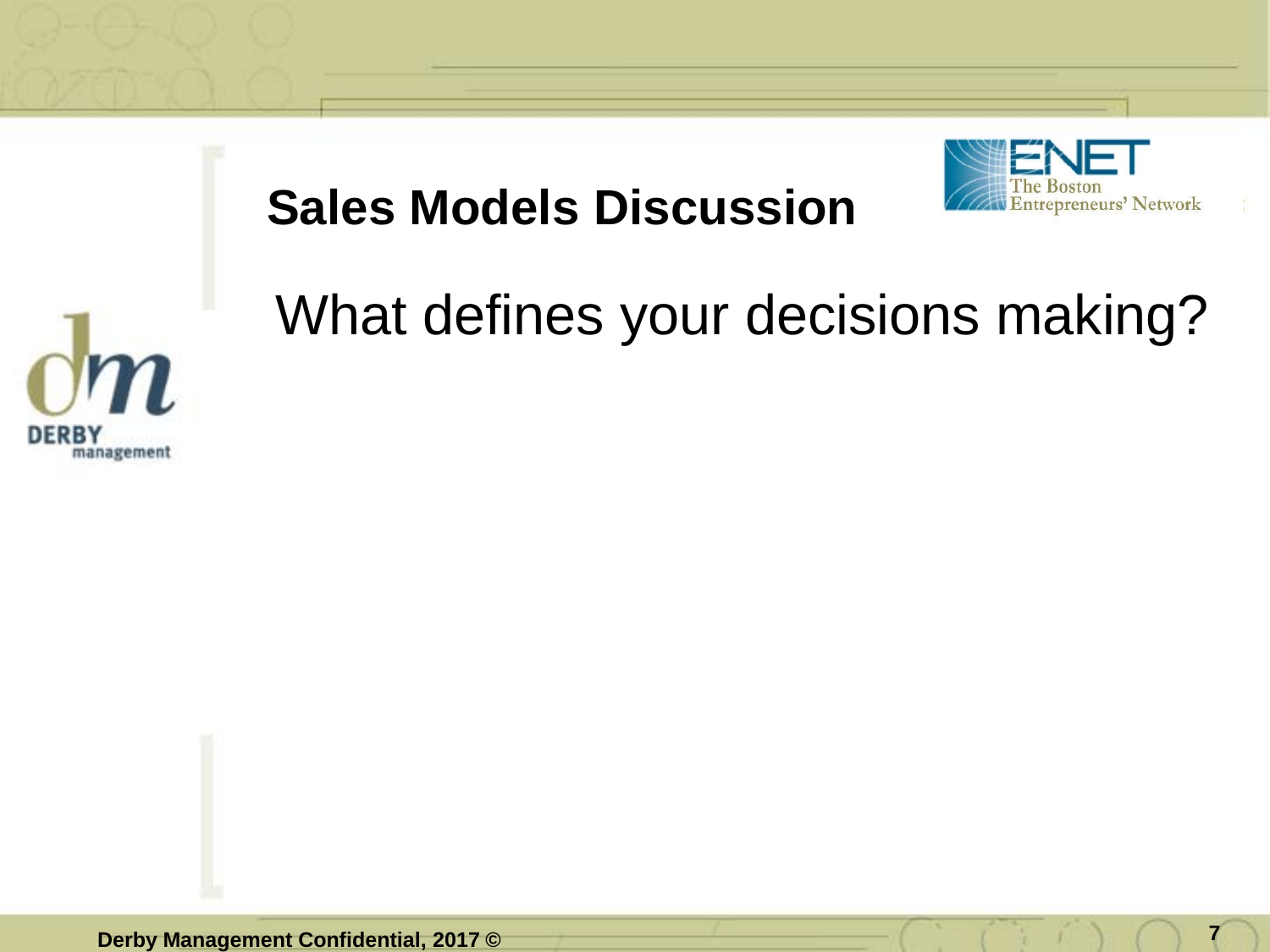## Sales Models Discussion

What defines your decisions making?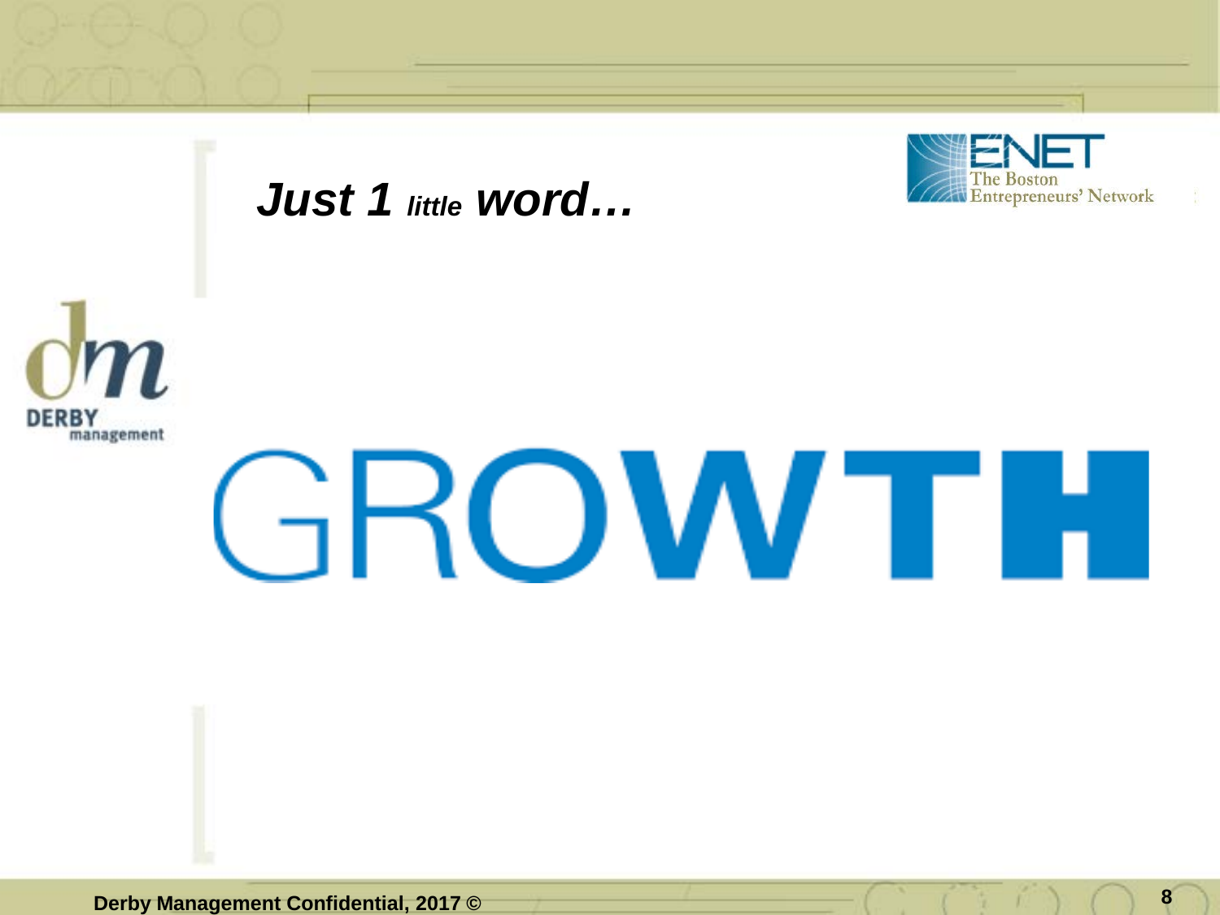# *Just 1 little word…*

# GROWTH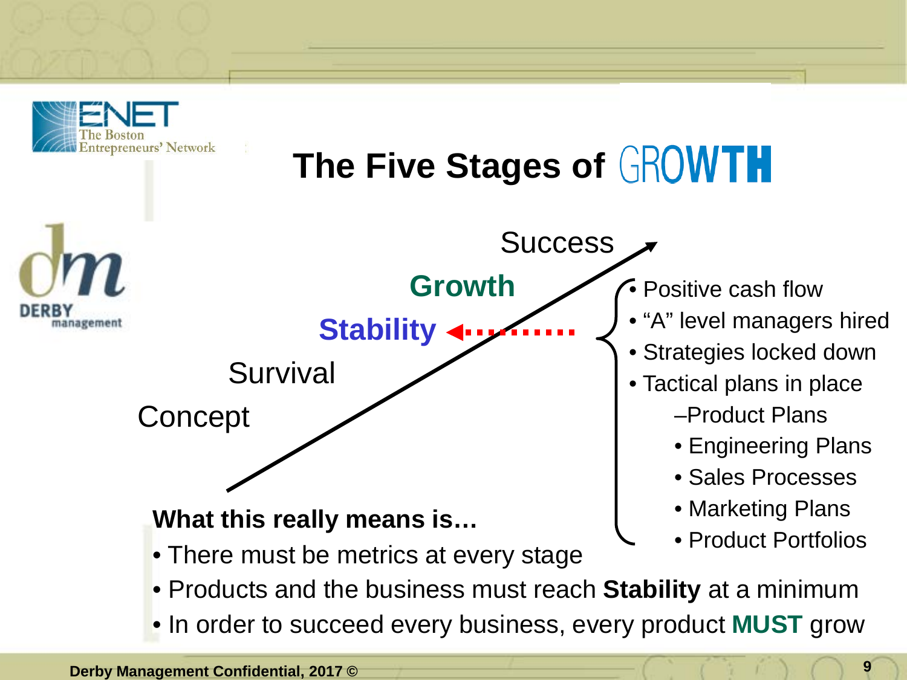# The Five Stages of GROWTH

Success

**Growth**

**Stability**

Survival

Concept

- Positive cash flow
- "A" level managers hired
- Strategies locked down
- Tactical plans in place
  - –Product Plans
    - Engineering Plans
    - Sales Processes
    - Marketing Plans
    - Product Portfolios

**What this really means is…**

- There must be metrics at every stage
- Products and the business must reach **Stability** at a minimum
- In order to succeed every business, every product **MUST** grow

**Derby Management Confidential, 2017 ©**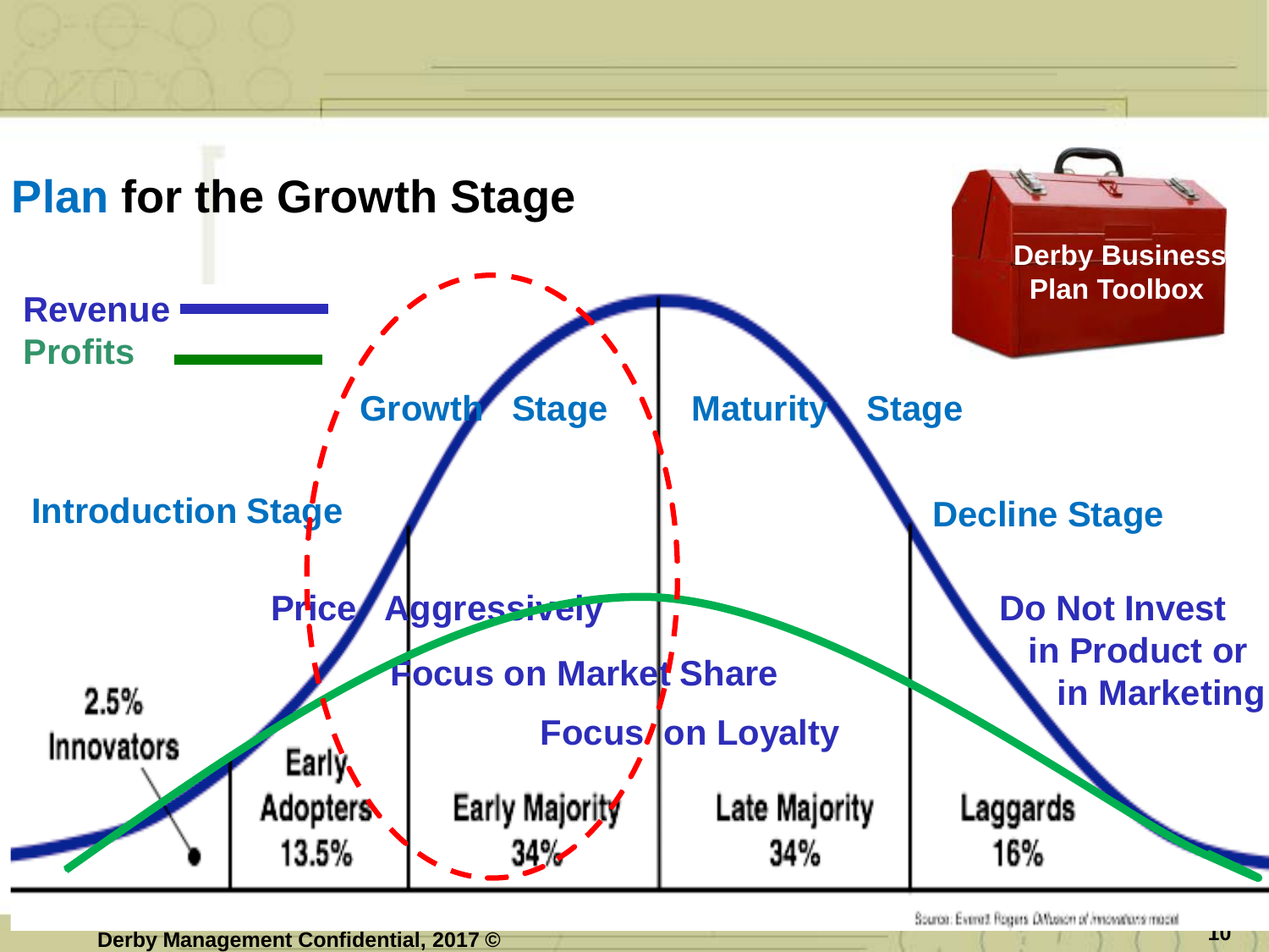# Plan for the Growth Stage

Derby Business Plan Toolbox

Revenue

Profits

Introduction Stage

Growth Stage

Maturity Stage

Decline Stage

Price Aggressively

Focus on Market Share

Focus on Loyalty

Do Not Invest in Product or in Marketing

2.5% Innovators

Early Adopters 13.5%

Early Majority 34%

Late Majority 34%

Laggards 16%

Source: Everett Rogers Diffusion of innovations model

Derby Management Confidential, 2017 ©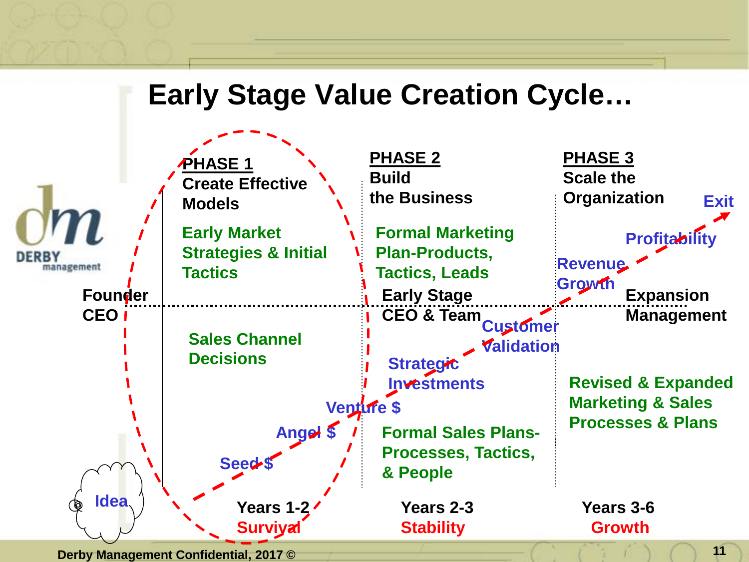# Early Stage Value Creation Cycle…

| | PHASE 1 Create Effective Models | PHASE 2 Build the Business | PHASE 3 Scale the Organization |
|---|---|---|---|
| | Early Market Strategies & Initial Tactics | Formal Marketing Plan-Products, Tactics, Leads | |
| Founder CEO | | Early Stage CEO & Team | Expansion Management |
| | Sales Channel Decisions | Formal Sales Plans-Processes, Tactics, & People | Revised & Expanded Marketing & Sales Processes & Plans |
| | Years 1-2 Survival | Years 2-3 Stability | Years 3-6 Growth |

Idea → Seed $ → Angel $ → Venture $ → Strategic Investments → Customer Validation → Revenue Growth → Profitability → Exit

DERBY management

Derby Management Confidential, 2017 ©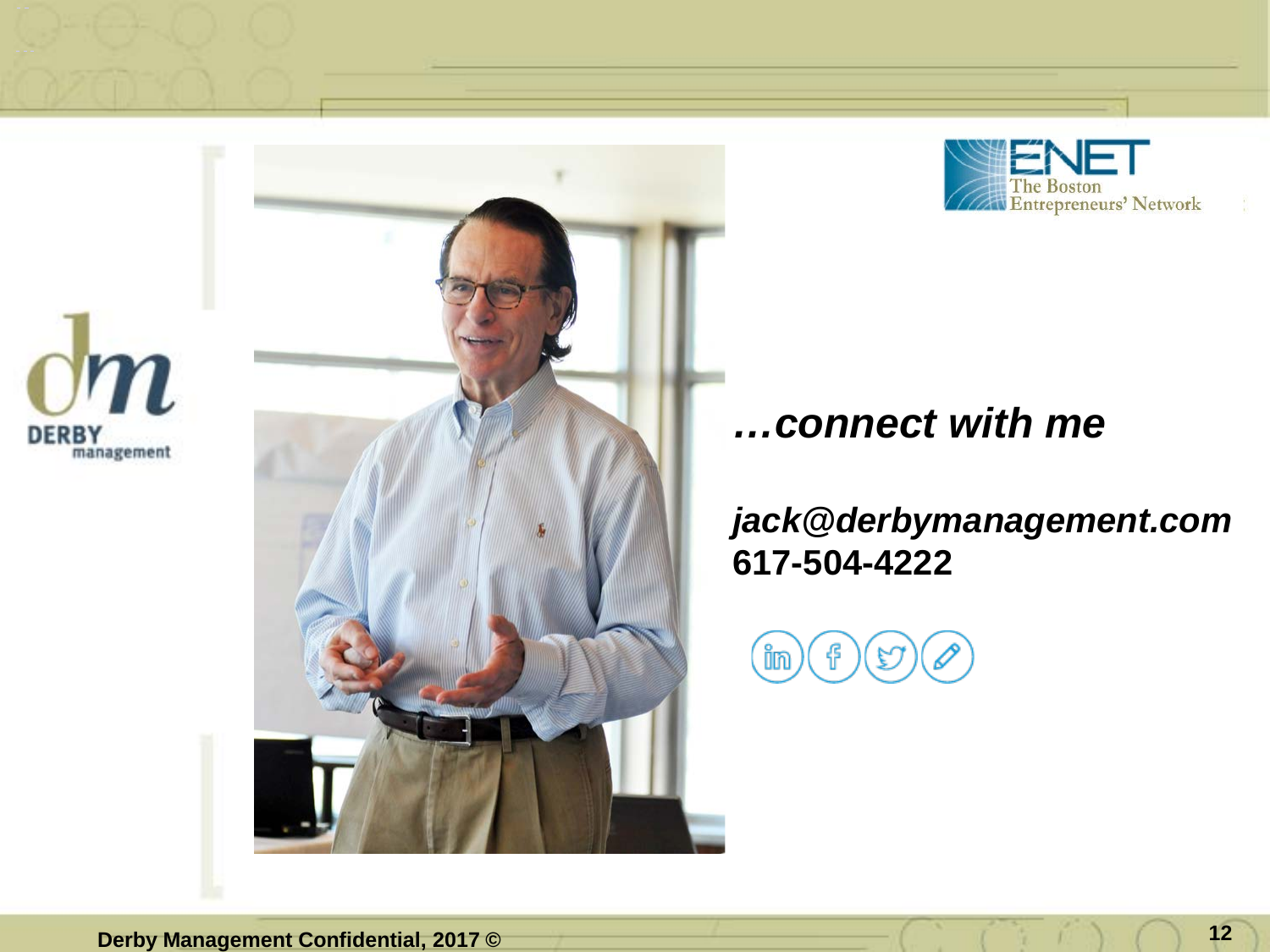ENET
The Boston
Entrepreneurs' Network

DERBY management

***…connect with me***

***jack@derbymanagement.com***
**617-504-4222**

**Derby Management Confidential, 2017 ©**